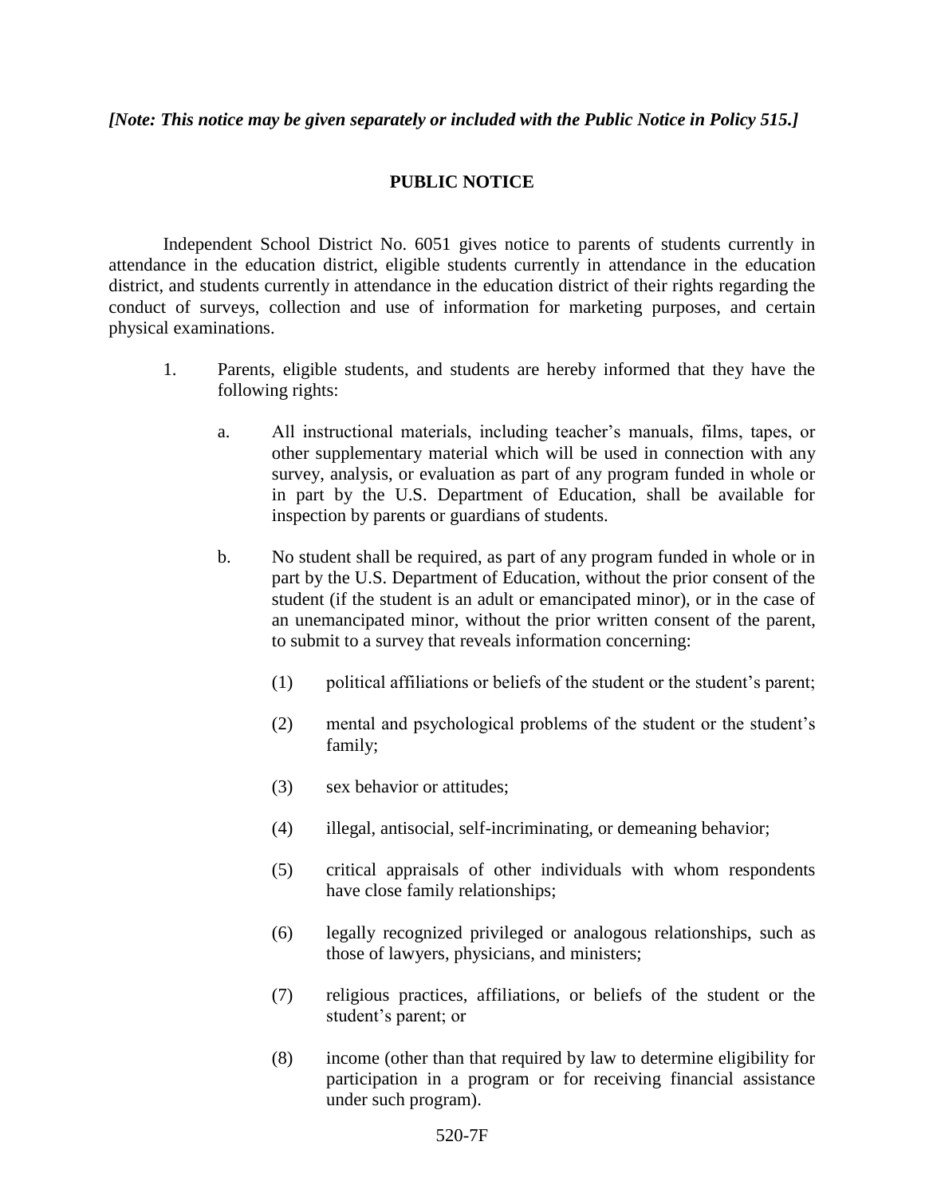***[Note: This notice may be given separately or included with the Public Notice in Policy 515.]***

## PUBLIC NOTICE

Independent School District No. 6051 gives notice to parents of students currently in attendance in the education district, eligible students currently in attendance in the education district, and students currently in attendance in the education district of their rights regarding the conduct of surveys, collection and use of information for marketing purposes, and certain physical examinations.

1. Parents, eligible students, and students are hereby informed that they have the following rights:

   a. All instructional materials, including teacher's manuals, films, tapes, or other supplementary material which will be used in connection with any survey, analysis, or evaluation as part of any program funded in whole or in part by the U.S. Department of Education, shall be available for inspection by parents or guardians of students.

   b. No student shall be required, as part of any program funded in whole or in part by the U.S. Department of Education, without the prior consent of the student (if the student is an adult or emancipated minor), or in the case of an unemancipated minor, without the prior written consent of the parent, to submit to a survey that reveals information concerning:

      (1) political affiliations or beliefs of the student or the student's parent;

      (2) mental and psychological problems of the student or the student's family;

      (3) sex behavior or attitudes;

      (4) illegal, antisocial, self-incriminating, or demeaning behavior;

      (5) critical appraisals of other individuals with whom respondents have close family relationships;

      (6) legally recognized privileged or analogous relationships, such as those of lawyers, physicians, and ministers;

      (7) religious practices, affiliations, or beliefs of the student or the student's parent; or

      (8) income (other than that required by law to determine eligibility for participation in a program or for receiving financial assistance under such program).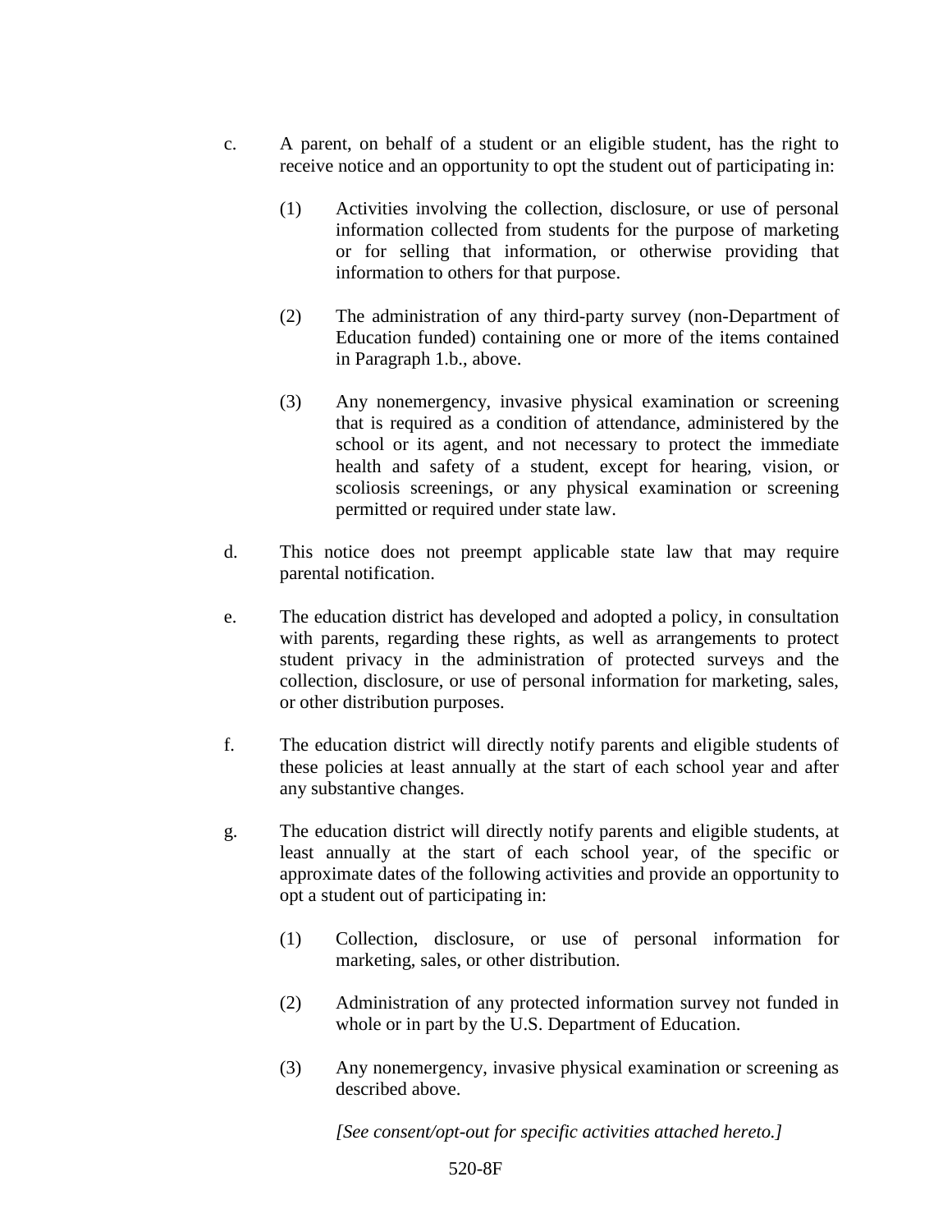c. A parent, on behalf of a student or an eligible student, has the right to receive notice and an opportunity to opt the student out of participating in:

   (1) Activities involving the collection, disclosure, or use of personal information collected from students for the purpose of marketing or for selling that information, or otherwise providing that information to others for that purpose.

   (2) The administration of any third-party survey (non-Department of Education funded) containing one or more of the items contained in Paragraph 1.b., above.

   (3) Any nonemergency, invasive physical examination or screening that is required as a condition of attendance, administered by the school or its agent, and not necessary to protect the immediate health and safety of a student, except for hearing, vision, or scoliosis screenings, or any physical examination or screening permitted or required under state law.

d. This notice does not preempt applicable state law that may require parental notification.

e. The education district has developed and adopted a policy, in consultation with parents, regarding these rights, as well as arrangements to protect student privacy in the administration of protected surveys and the collection, disclosure, or use of personal information for marketing, sales, or other distribution purposes.

f. The education district will directly notify parents and eligible students of these policies at least annually at the start of each school year and after any substantive changes.

g. The education district will directly notify parents and eligible students, at least annually at the start of each school year, of the specific or approximate dates of the following activities and provide an opportunity to opt a student out of participating in:

   (1) Collection, disclosure, or use of personal information for marketing, sales, or other distribution.

   (2) Administration of any protected information survey not funded in whole or in part by the U.S. Department of Education.

   (3) Any nonemergency, invasive physical examination or screening as described above.

   *[See consent/opt-out for specific activities attached hereto.]*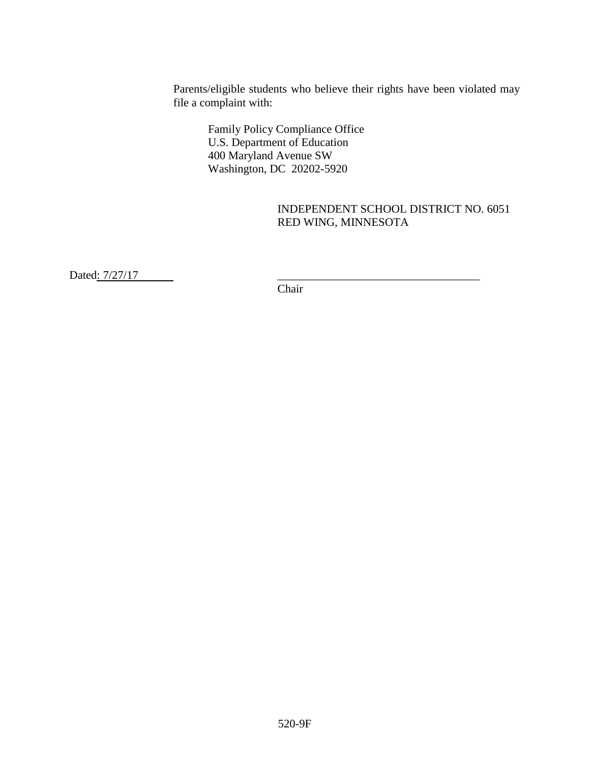Parents/eligible students who believe their rights have been violated may file a complaint with:

Family Policy Compliance Office
U.S. Department of Education
400 Maryland Avenue SW
Washington, DC 20202-5920

INDEPENDENT SCHOOL DISTRICT NO. 6051
RED WING, MINNESOTA

Dated: 7/27/17

____________________________________
Chair

520-9F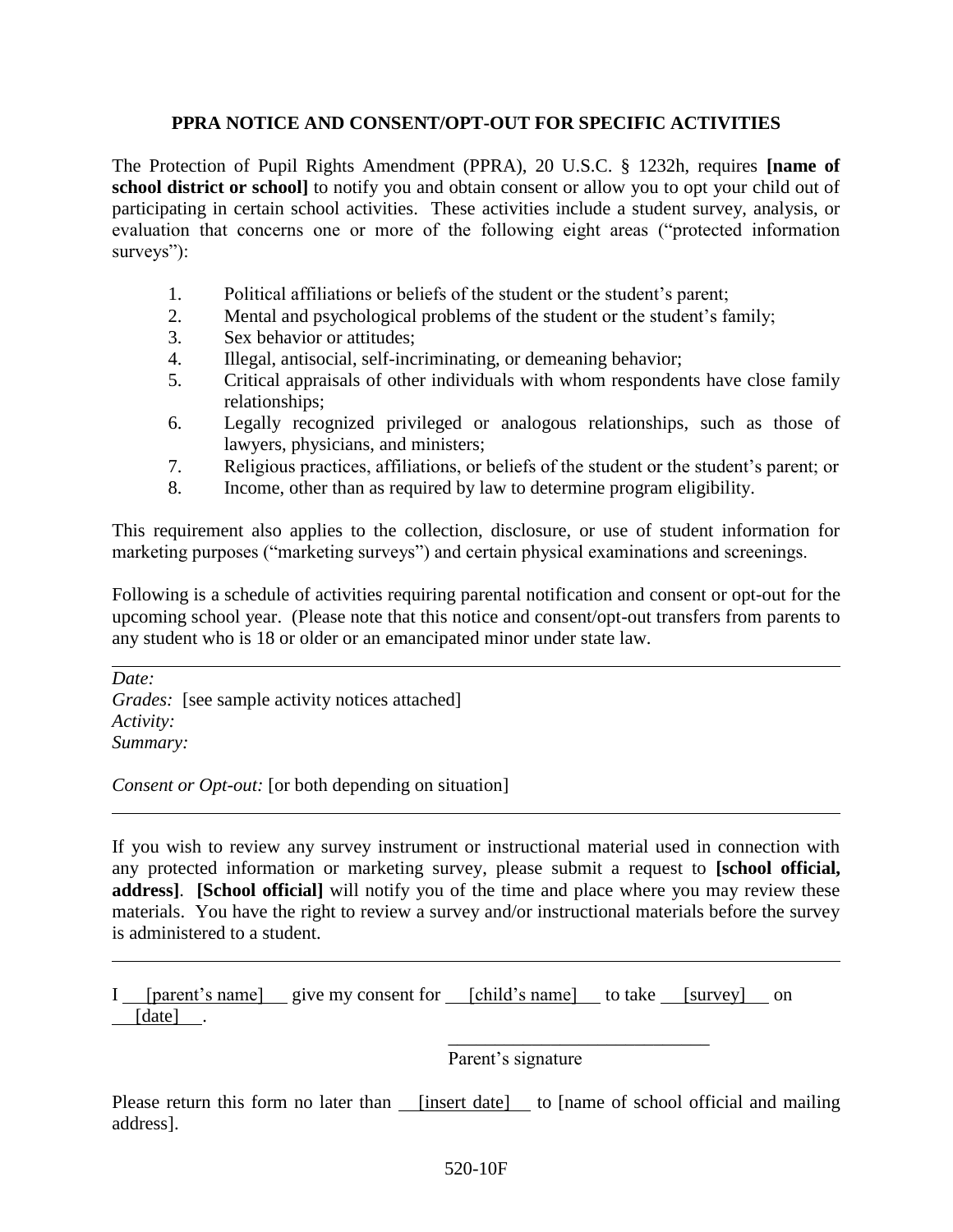## PPRA NOTICE AND CONSENT/OPT-OUT FOR SPECIFIC ACTIVITIES

The Protection of Pupil Rights Amendment (PPRA), 20 U.S.C. § 1232h, requires **[name of school district or school]** to notify you and obtain consent or allow you to opt your child out of participating in certain school activities. These activities include a student survey, analysis, or evaluation that concerns one or more of the following eight areas ("protected information surveys"):

1. Political affiliations or beliefs of the student or the student's parent;
2. Mental and psychological problems of the student or the student's family;
3. Sex behavior or attitudes;
4. Illegal, antisocial, self-incriminating, or demeaning behavior;
5. Critical appraisals of other individuals with whom respondents have close family relationships;
6. Legally recognized privileged or analogous relationships, such as those of lawyers, physicians, and ministers;
7. Religious practices, affiliations, or beliefs of the student or the student's parent; or
8. Income, other than as required by law to determine program eligibility.

This requirement also applies to the collection, disclosure, or use of student information for marketing purposes ("marketing surveys") and certain physical examinations and screenings.

Following is a schedule of activities requiring parental notification and consent or opt-out for the upcoming school year. (Please note that this notice and consent/opt-out transfers from parents to any student who is 18 or older or an emancipated minor under state law.

---

*Date:*
*Grades:* [see sample activity notices attached]
*Activity:*
*Summary:*

*Consent or Opt-out:* [or both depending on situation]

---

If you wish to review any survey instrument or instructional material used in connection with any protected information or marketing survey, please submit a request to **[school official, address]**. **[School official]** will notify you of the time and place where you may review these materials. You have the right to review a survey and/or instructional materials before the survey is administered to a student.

---

I [parent's name] give my consent for [child's name] to take [survey] on [date].

\_\_\_\_\_\_\_\_\_\_\_\_\_\_\_\_\_\_\_\_\_\_\_\_\_\_\_\_
Parent's signature

Please return this form no later than [insert date] to [name of school official and mailing address].

520-10F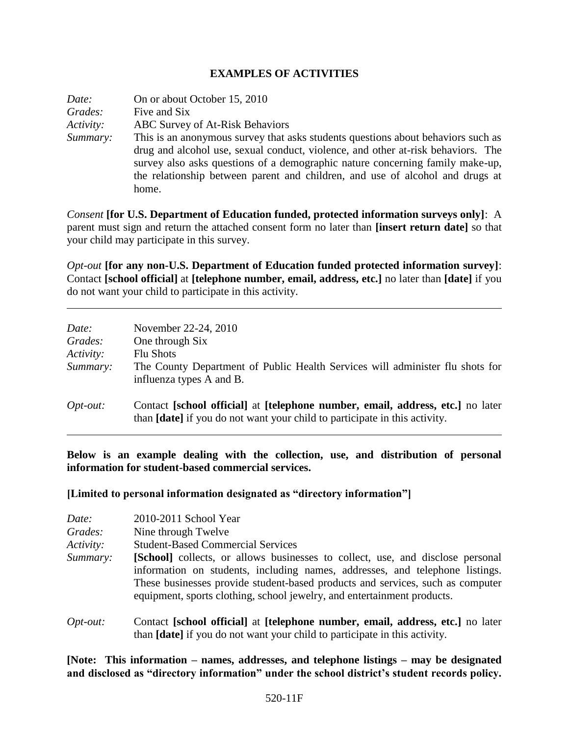## EXAMPLES OF ACTIVITIES

*Date:* On or about October 15, 2010
*Grades:* Five and Six
*Activity:* ABC Survey of At-Risk Behaviors
*Summary:* This is an anonymous survey that asks students questions about behaviors such as drug and alcohol use, sexual conduct, violence, and other at-risk behaviors. The survey also asks questions of a demographic nature concerning family make-up, the relationship between parent and children, and use of alcohol and drugs at home.

*Consent* **[for U.S. Department of Education funded, protected information surveys only]**: A parent must sign and return the attached consent form no later than **[insert return date]** so that your child may participate in this survey.

*Opt-out* **[for any non-U.S. Department of Education funded protected information survey]**: Contact **[school official]** at **[telephone number, email, address, etc.]** no later than **[date]** if you do not want your child to participate in this activity.

---

*Date:* November 22-24, 2010
*Grades:* One through Six
*Activity:* Flu Shots
*Summary:* The County Department of Public Health Services will administer flu shots for influenza types A and B.

*Opt-out:* Contact **[school official]** at **[telephone number, email, address, etc.]** no later than **[date]** if you do not want your child to participate in this activity.

---

**Below is an example dealing with the collection, use, and distribution of personal information for student-based commercial services.**

**[Limited to personal information designated as "directory information"]**

*Date:* 2010-2011 School Year
*Grades:* Nine through Twelve
*Activity:* Student-Based Commercial Services
*Summary:* **[School]** collects, or allows businesses to collect, use, and disclose personal information on students, including names, addresses, and telephone listings. These businesses provide student-based products and services, such as computer equipment, sports clothing, school jewelry, and entertainment products.

*Opt-out:* Contact **[school official]** at **[telephone number, email, address, etc.]** no later than **[date]** if you do not want your child to participate in this activity.

**[Note: This information – names, addresses, and telephone listings – may be designated and disclosed as "directory information" under the school district's student records policy.**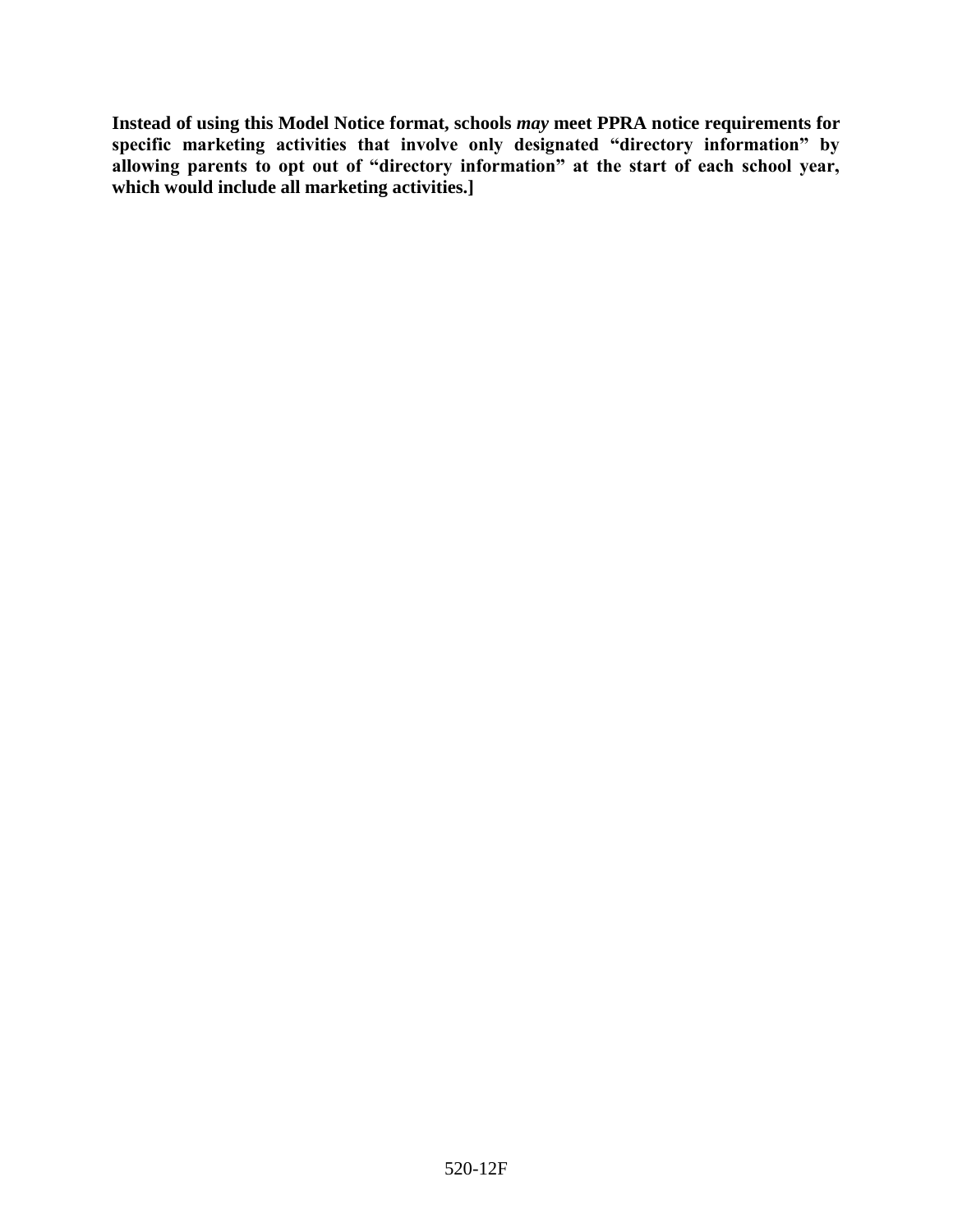**Instead of using this Model Notice format, schools *may* meet PPRA notice requirements for specific marketing activities that involve only designated "directory information" by allowing parents to opt out of "directory information" at the start of each school year, which would include all marketing activities.]**